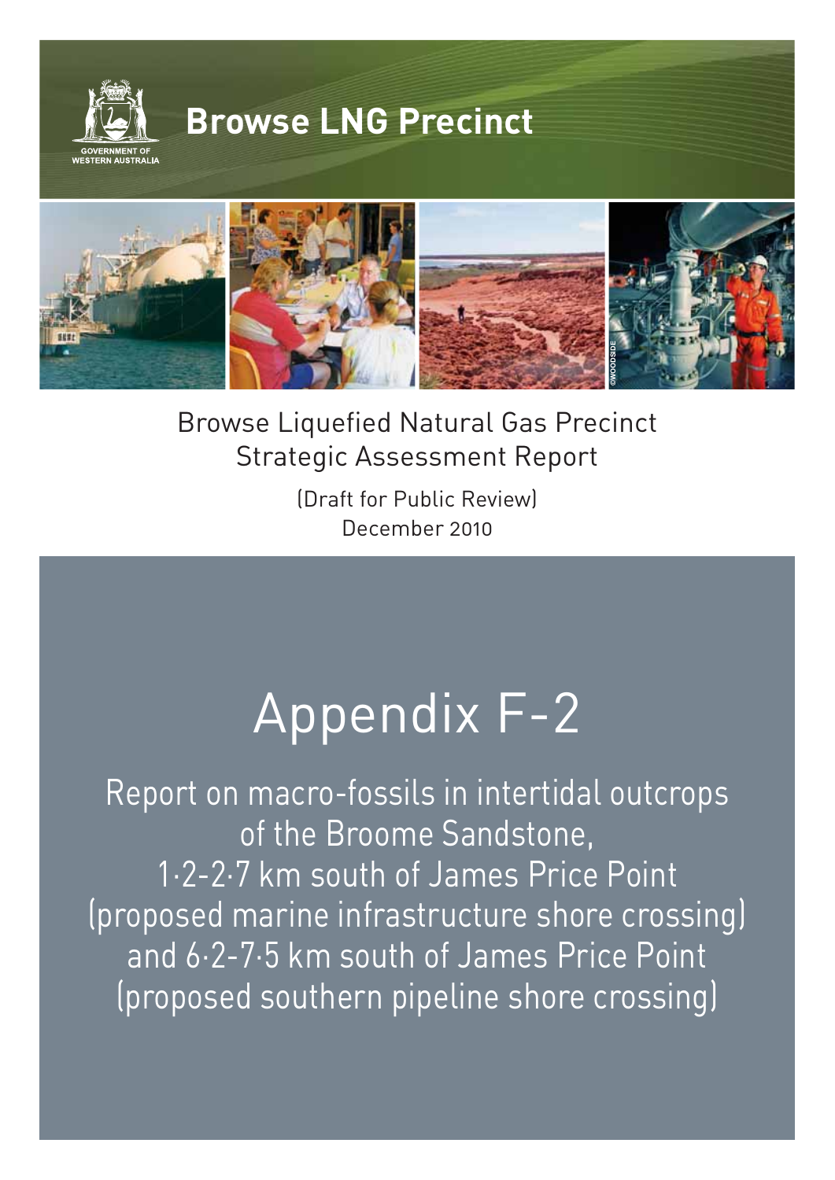GOVERNMENT OF WESTERN AUSTRALIA

# Browse LNG Precinct

©WOODSIDE

Browse Liquefied Natural Gas Precinct
Strategic Assessment Report

(Draft for Public Review)
December 2010

# Appendix F-2

## Report on macro-fossils in intertidal outcrops of the Broome Sandstone, 1·2-2·7 km south of James Price Point (proposed marine infrastructure shore crossing) and 6·2-7·5 km south of James Price Point (proposed southern pipeline shore crossing)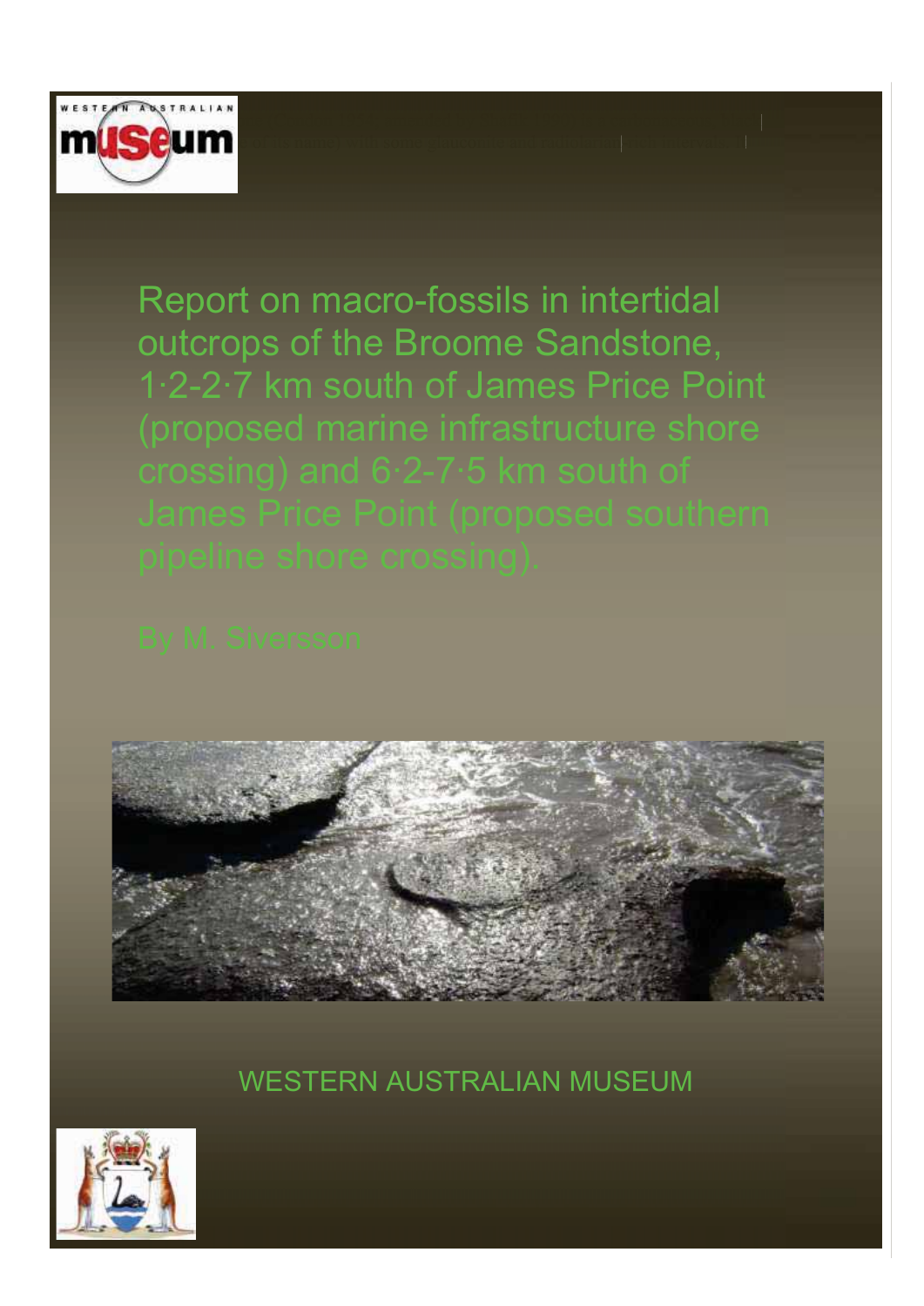# Report on macro-fossils in intertidal outcrops of the Broome Sandstone, 1·2-2·7 km south of James Price Point (proposed marine infrastructure shore crossing) and 6·2-7·5 km south of James Price Point (proposed southern pipeline shore crossing).

By M. Siversson

WESTERN AUSTRALIAN MUSEUM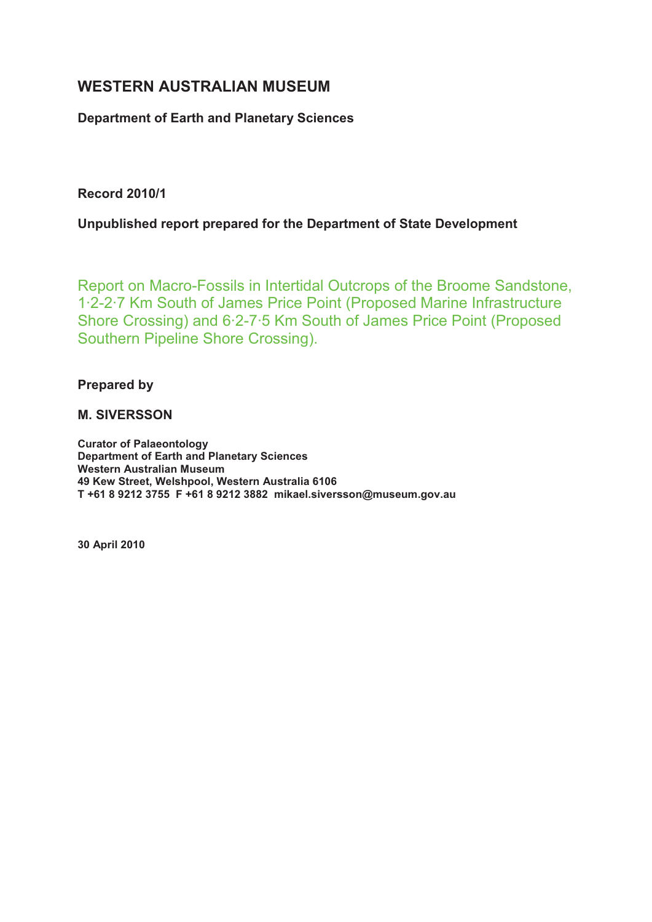# WESTERN AUSTRALIAN MUSEUM

**Department of Earth and Planetary Sciences**

**Record 2010/1**

**Unpublished report prepared for the Department of State Development**

## Report on Macro-Fossils in Intertidal Outcrops of the Broome Sandstone, 1·2-2·7 Km South of James Price Point (Proposed Marine Infrastructure Shore Crossing) and 6·2-7·5 Km South of James Price Point (Proposed Southern Pipeline Shore Crossing).

**Prepared by**

**M. SIVERSSON**

**Curator of Palaeontology**
**Department of Earth and Planetary Sciences**
**Western Australian Museum**
**49 Kew Street, Welshpool, Western Australia 6106**
**T +61 8 9212 3755 F +61 8 9212 3882 mikael.siversson@museum.gov.au**

**30 April 2010**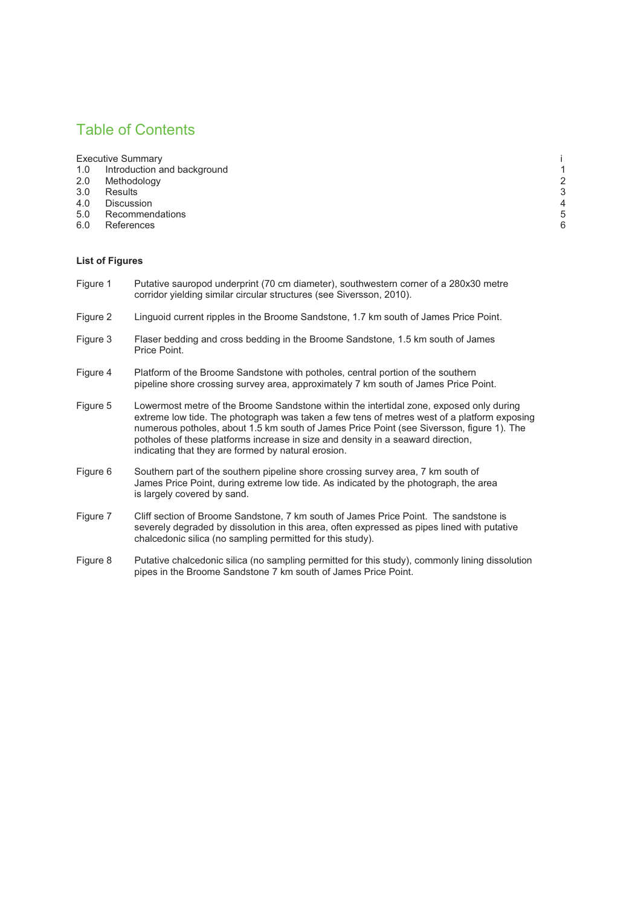# Table of Contents

| | | |
|---|---|---|
| Executive Summary | | i |
| 1.0 | Introduction and background | 1 |
| 2.0 | Methodology | 2 |
| 3.0 | Results | 3 |
| 4.0 | Discussion | 4 |
| 5.0 | Recommendations | 5 |
| 6.0 | References | 6 |

**List of Figures**

Figure 1 Putative sauropod underprint (70 cm diameter), southwestern corner of a 280x30 metre corridor yielding similar circular structures (see Siversson, 2010).

Figure 2 Linguoid current ripples in the Broome Sandstone, 1.7 km south of James Price Point.

Figure 3 Flaser bedding and cross bedding in the Broome Sandstone, 1.5 km south of James Price Point.

Figure 4 Platform of the Broome Sandstone with potholes, central portion of the southern pipeline shore crossing survey area, approximately 7 km south of James Price Point.

Figure 5 Lowermost metre of the Broome Sandstone within the intertidal zone, exposed only during extreme low tide. The photograph was taken a few tens of metres west of a platform exposing numerous potholes, about 1.5 km south of James Price Point (see Siversson, figure 1). The potholes of these platforms increase in size and density in a seaward direction, indicating that they are formed by natural erosion.

Figure 6 Southern part of the southern pipeline shore crossing survey area, 7 km south of James Price Point, during extreme low tide. As indicated by the photograph, the area is largely covered by sand.

Figure 7 Cliff section of Broome Sandstone, 7 km south of James Price Point. The sandstone is severely degraded by dissolution in this area, often expressed as pipes lined with putative chalcedonic silica (no sampling permitted for this study).

Figure 8 Putative chalcedonic silica (no sampling permitted for this study), commonly lining dissolution pipes in the Broome Sandstone 7 km south of James Price Point.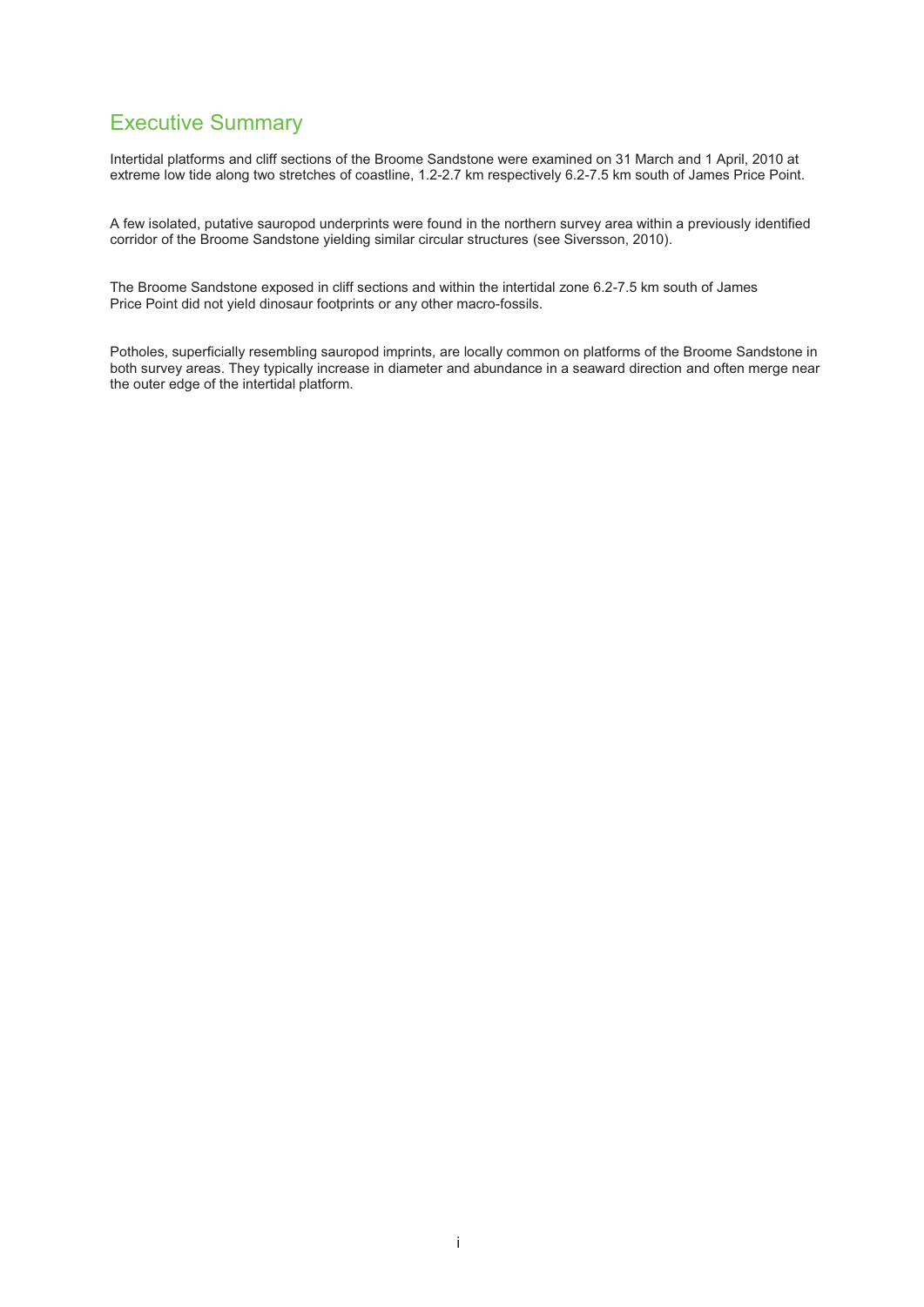# Executive Summary

Intertidal platforms and cliff sections of the Broome Sandstone were examined on 31 March and 1 April, 2010 at extreme low tide along two stretches of coastline, 1.2-2.7 km respectively 6.2-7.5 km south of James Price Point.

A few isolated, putative sauropod underprints were found in the northern survey area within a previously identified corridor of the Broome Sandstone yielding similar circular structures (see Siversson, 2010).

The Broome Sandstone exposed in cliff sections and within the intertidal zone 6.2-7.5 km south of James Price Point did not yield dinosaur footprints or any other macro-fossils.

Potholes, superficially resembling sauropod imprints, are locally common on platforms of the Broome Sandstone in both survey areas. They typically increase in diameter and abundance in a seaward direction and often merge near the outer edge of the intertidal platform.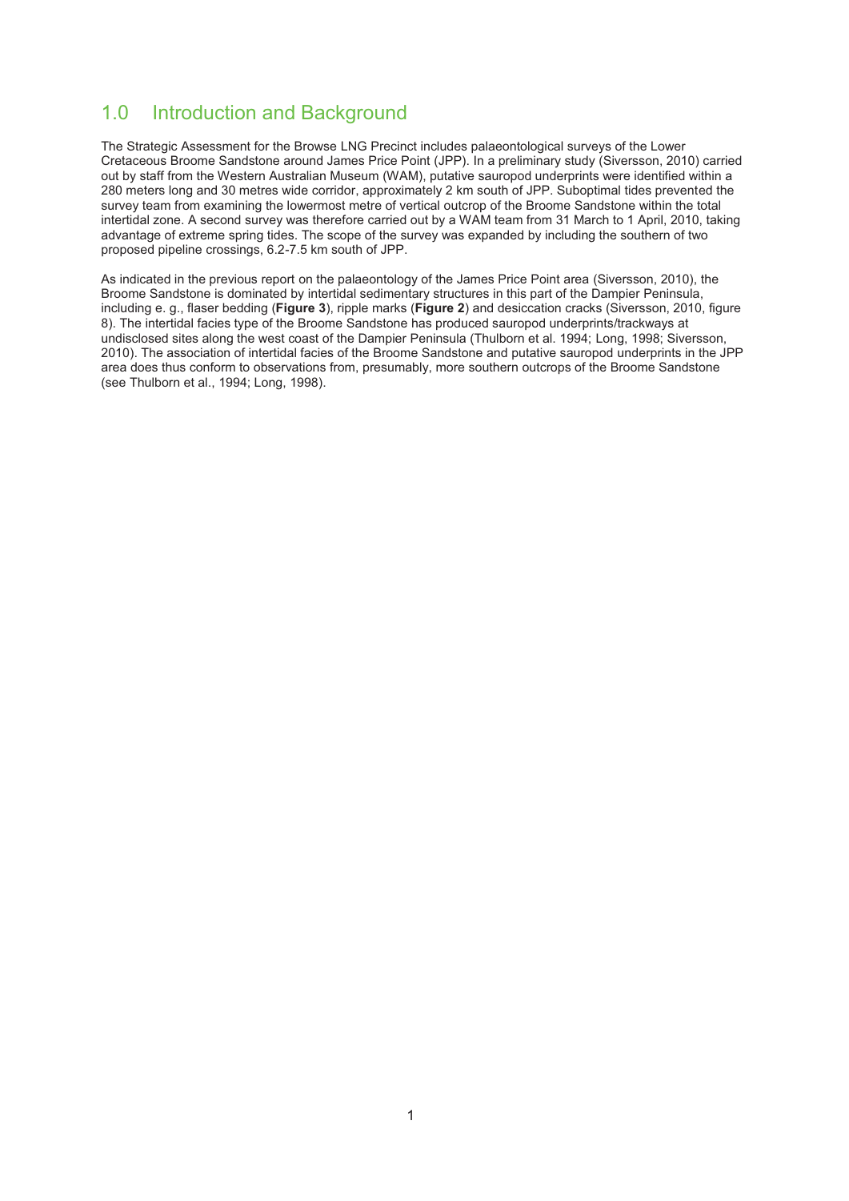# 1.0 Introduction and Background

The Strategic Assessment for the Browse LNG Precinct includes palaeontological surveys of the Lower Cretaceous Broome Sandstone around James Price Point (JPP). In a preliminary study (Siversson, 2010) carried out by staff from the Western Australian Museum (WAM), putative sauropod underprints were identified within a 280 meters long and 30 metres wide corridor, approximately 2 km south of JPP. Suboptimal tides prevented the survey team from examining the lowermost metre of vertical outcrop of the Broome Sandstone within the total intertidal zone. A second survey was therefore carried out by a WAM team from 31 March to 1 April, 2010, taking advantage of extreme spring tides. The scope of the survey was expanded by including the southern of two proposed pipeline crossings, 6.2-7.5 km south of JPP.

As indicated in the previous report on the palaeontology of the James Price Point area (Siversson, 2010), the Broome Sandstone is dominated by intertidal sedimentary structures in this part of the Dampier Peninsula, including e. g., flaser bedding (**Figure 3**), ripple marks (**Figure 2**) and desiccation cracks (Siversson, 2010, figure 8). The intertidal facies type of the Broome Sandstone has produced sauropod underprints/trackways at undisclosed sites along the west coast of the Dampier Peninsula (Thulborn et al. 1994; Long, 1998; Siversson, 2010). The association of intertidal facies of the Broome Sandstone and putative sauropod underprints in the JPP area does thus conform to observations from, presumably, more southern outcrops of the Broome Sandstone (see Thulborn et al., 1994; Long, 1998).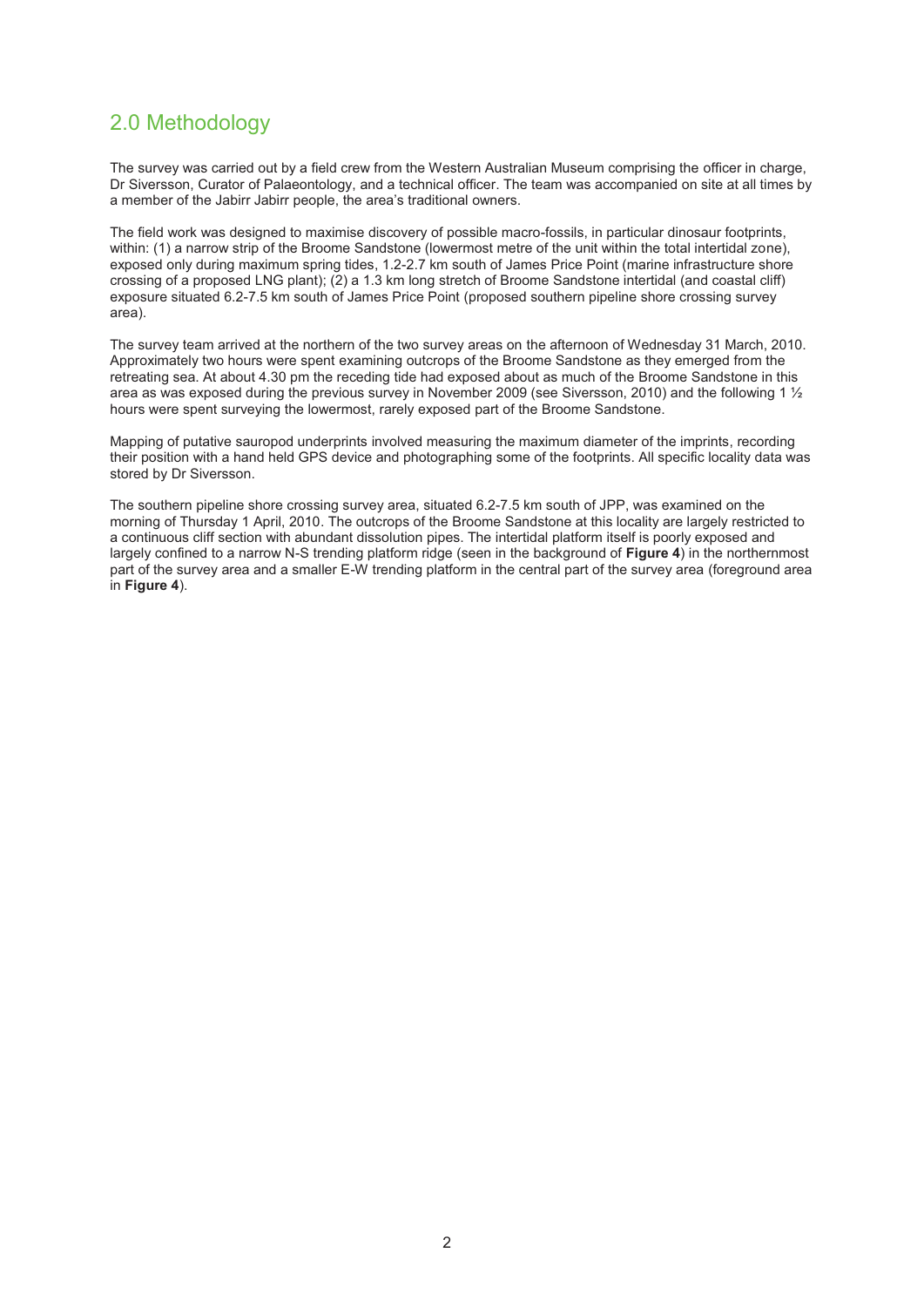## 2.0 Methodology

The survey was carried out by a field crew from the Western Australian Museum comprising the officer in charge, Dr Siversson, Curator of Palaeontology, and a technical officer. The team was accompanied on site at all times by a member of the Jabirr Jabirr people, the area's traditional owners.

The field work was designed to maximise discovery of possible macro-fossils, in particular dinosaur footprints, within: (1) a narrow strip of the Broome Sandstone (lowermost metre of the unit within the total intertidal zone), exposed only during maximum spring tides, 1.2-2.7 km south of James Price Point (marine infrastructure shore crossing of a proposed LNG plant); (2) a 1.3 km long stretch of Broome Sandstone intertidal (and coastal cliff) exposure situated 6.2-7.5 km south of James Price Point (proposed southern pipeline shore crossing survey area).

The survey team arrived at the northern of the two survey areas on the afternoon of Wednesday 31 March, 2010. Approximately two hours were spent examining outcrops of the Broome Sandstone as they emerged from the retreating sea. At about 4.30 pm the receding tide had exposed about as much of the Broome Sandstone in this area as was exposed during the previous survey in November 2009 (see Siversson, 2010) and the following 1 ½ hours were spent surveying the lowermost, rarely exposed part of the Broome Sandstone.

Mapping of putative sauropod underprints involved measuring the maximum diameter of the imprints, recording their position with a hand held GPS device and photographing some of the footprints. All specific locality data was stored by Dr Siversson.

The southern pipeline shore crossing survey area, situated 6.2-7.5 km south of JPP, was examined on the morning of Thursday 1 April, 2010. The outcrops of the Broome Sandstone at this locality are largely restricted to a continuous cliff section with abundant dissolution pipes. The intertidal platform itself is poorly exposed and largely confined to a narrow N-S trending platform ridge (seen in the background of **Figure 4**) in the northernmost part of the survey area and a smaller E-W trending platform in the central part of the survey area (foreground area in **Figure 4**).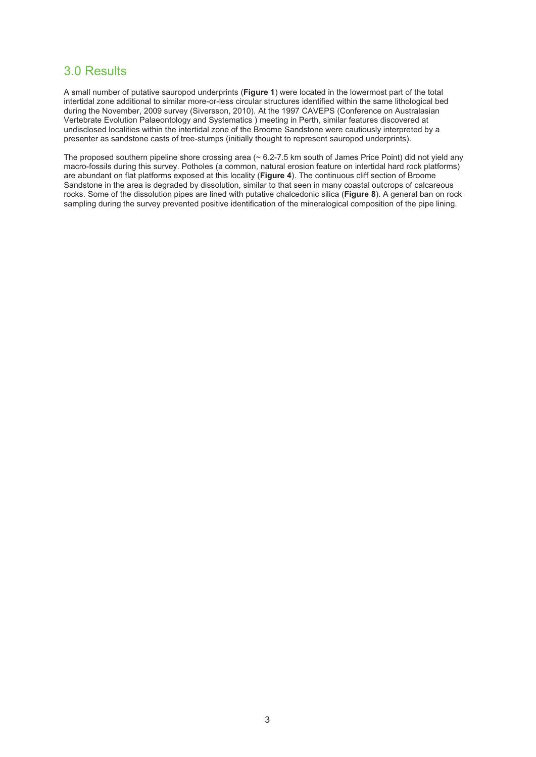## 3.0 Results

A small number of putative sauropod underprints (**Figure 1**) were located in the lowermost part of the total intertidal zone additional to similar more-or-less circular structures identified within the same lithological bed during the November, 2009 survey (Siversson, 2010). At the 1997 CAVEPS (Conference on Australasian Vertebrate Evolution Palaeontology and Systematics ) meeting in Perth, similar features discovered at undisclosed localities within the intertidal zone of the Broome Sandstone were cautiously interpreted by a presenter as sandstone casts of tree-stumps (initially thought to represent sauropod underprints).

The proposed southern pipeline shore crossing area (~ 6.2-7.5 km south of James Price Point) did not yield any macro-fossils during this survey. Potholes (a common, natural erosion feature on intertidal hard rock platforms) are abundant on flat platforms exposed at this locality (**Figure 4**). The continuous cliff section of Broome Sandstone in the area is degraded by dissolution, similar to that seen in many coastal outcrops of calcareous rocks. Some of the dissolution pipes are lined with putative chalcedonic silica (**Figure 8**). A general ban on rock sampling during the survey prevented positive identification of the mineralogical composition of the pipe lining.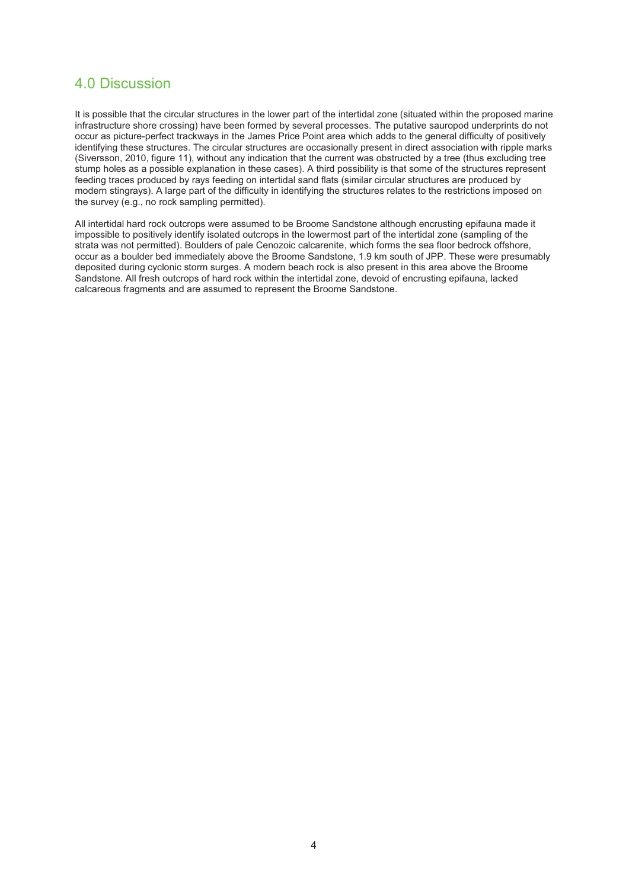## 4.0 Discussion

It is possible that the circular structures in the lower part of the intertidal zone (situated within the proposed marine infrastructure shore crossing) have been formed by several processes. The putative sauropod underprints do not occur as picture-perfect trackways in the James Price Point area which adds to the general difficulty of positively identifying these structures. The circular structures are occasionally present in direct association with ripple marks (Siversson, 2010, figure 11), without any indication that the current was obstructed by a tree (thus excluding tree stump holes as a possible explanation in these cases). A third possibility is that some of the structures represent feeding traces produced by rays feeding on intertidal sand flats (similar circular structures are produced by modern stingrays). A large part of the difficulty in identifying the structures relates to the restrictions imposed on the survey (e.g., no rock sampling permitted).

All intertidal hard rock outcrops were assumed to be Broome Sandstone although encrusting epifauna made it impossible to positively identify isolated outcrops in the lowermost part of the intertidal zone (sampling of the strata was not permitted). Boulders of pale Cenozoic calcarenite, which forms the sea floor bedrock offshore, occur as a boulder bed immediately above the Broome Sandstone, 1.9 km south of JPP. These were presumably deposited during cyclonic storm surges. A modern beach rock is also present in this area above the Broome Sandstone. All fresh outcrops of hard rock within the intertidal zone, devoid of encrusting epifauna, lacked calcareous fragments and are assumed to represent the Broome Sandstone.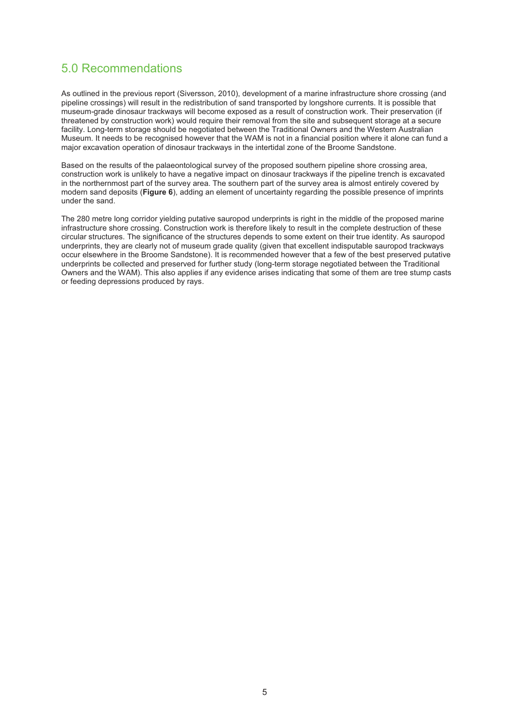# 5.0 Recommendations

As outlined in the previous report (Siversson, 2010), development of a marine infrastructure shore crossing (and pipeline crossings) will result in the redistribution of sand transported by longshore currents. It is possible that museum-grade dinosaur trackways will become exposed as a result of construction work. Their preservation (if threatened by construction work) would require their removal from the site and subsequent storage at a secure facility. Long-term storage should be negotiated between the Traditional Owners and the Western Australian Museum. It needs to be recognised however that the WAM is not in a financial position where it alone can fund a major excavation operation of dinosaur trackways in the intertidal zone of the Broome Sandstone.

Based on the results of the palaeontological survey of the proposed southern pipeline shore crossing area, construction work is unlikely to have a negative impact on dinosaur trackways if the pipeline trench is excavated in the northernmost part of the survey area. The southern part of the survey area is almost entirely covered by modern sand deposits (**Figure 6**), adding an element of uncertainty regarding the possible presence of imprints under the sand.

The 280 metre long corridor yielding putative sauropod underprints is right in the middle of the proposed marine infrastructure shore crossing. Construction work is therefore likely to result in the complete destruction of these circular structures. The significance of the structures depends to some extent on their true identity. As sauropod underprints, they are clearly not of museum grade quality (given that excellent indisputable sauropod trackways occur elsewhere in the Broome Sandstone). It is recommended however that a few of the best preserved putative underprints be collected and preserved for further study (long-term storage negotiated between the Traditional Owners and the WAM). This also applies if any evidence arises indicating that some of them are tree stump casts or feeding depressions produced by rays.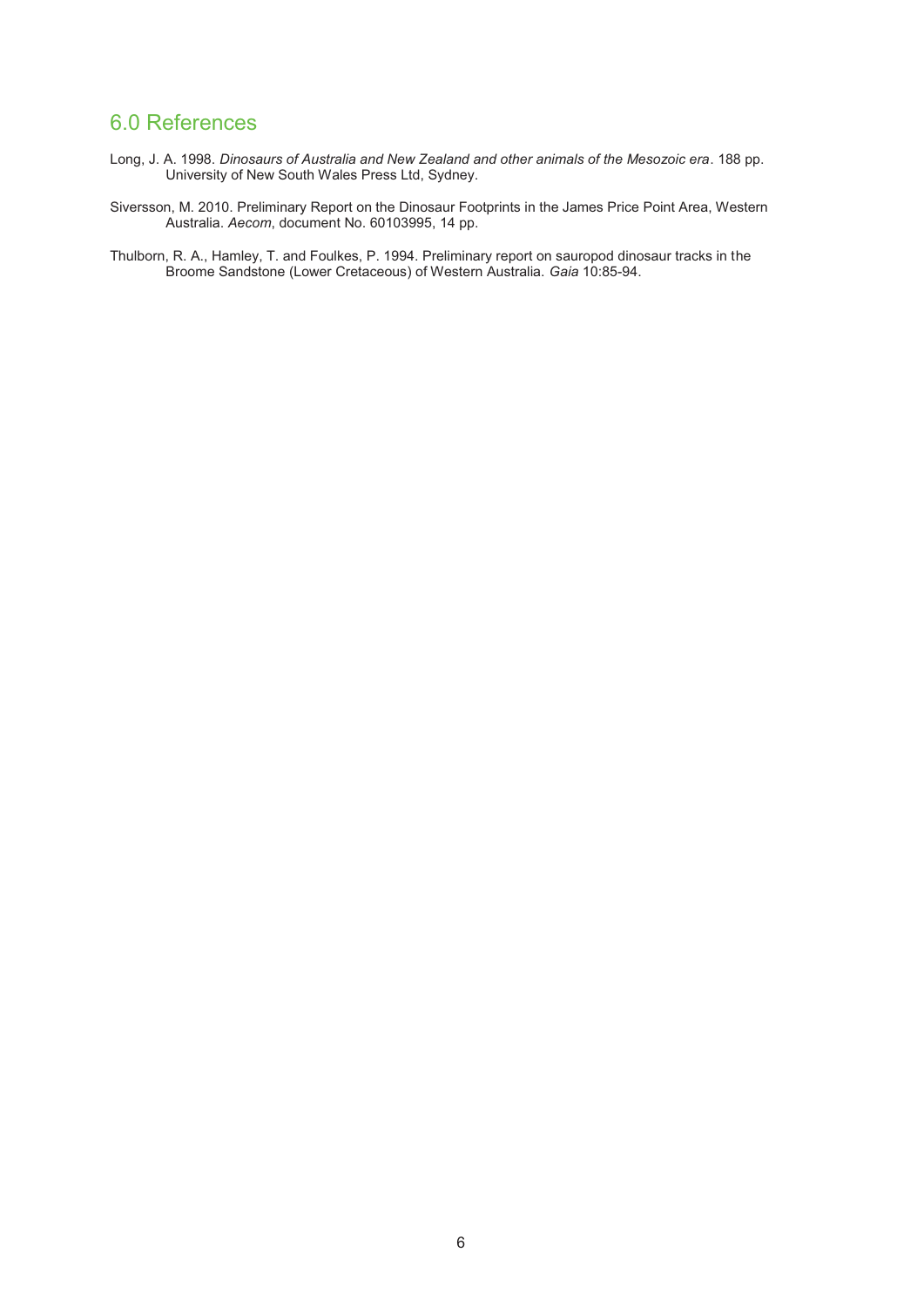## 6.0 References

Long, J. A. 1998. *Dinosaurs of Australia and New Zealand and other animals of the Mesozoic era*. 188 pp. University of New South Wales Press Ltd, Sydney.

Siversson, M. 2010. Preliminary Report on the Dinosaur Footprints in the James Price Point Area, Western Australia. *Aecom*, document No. 60103995, 14 pp.

Thulborn, R. A., Hamley, T. and Foulkes, P. 1994. Preliminary report on sauropod dinosaur tracks in the Broome Sandstone (Lower Cretaceous) of Western Australia. *Gaia* 10:85-94.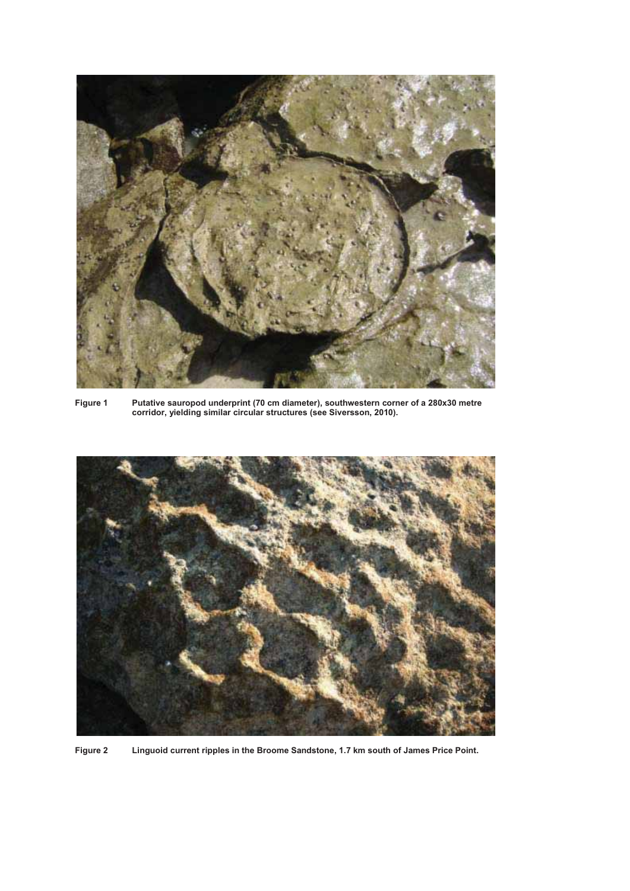Figure 1 Putative sauropod underprint (70 cm diameter), southwestern corner of a 280x30 metre corridor, yielding similar circular structures (see Siversson, 2010).

Figure 2 Linguoid current ripples in the Broome Sandstone, 1.7 km south of James Price Point.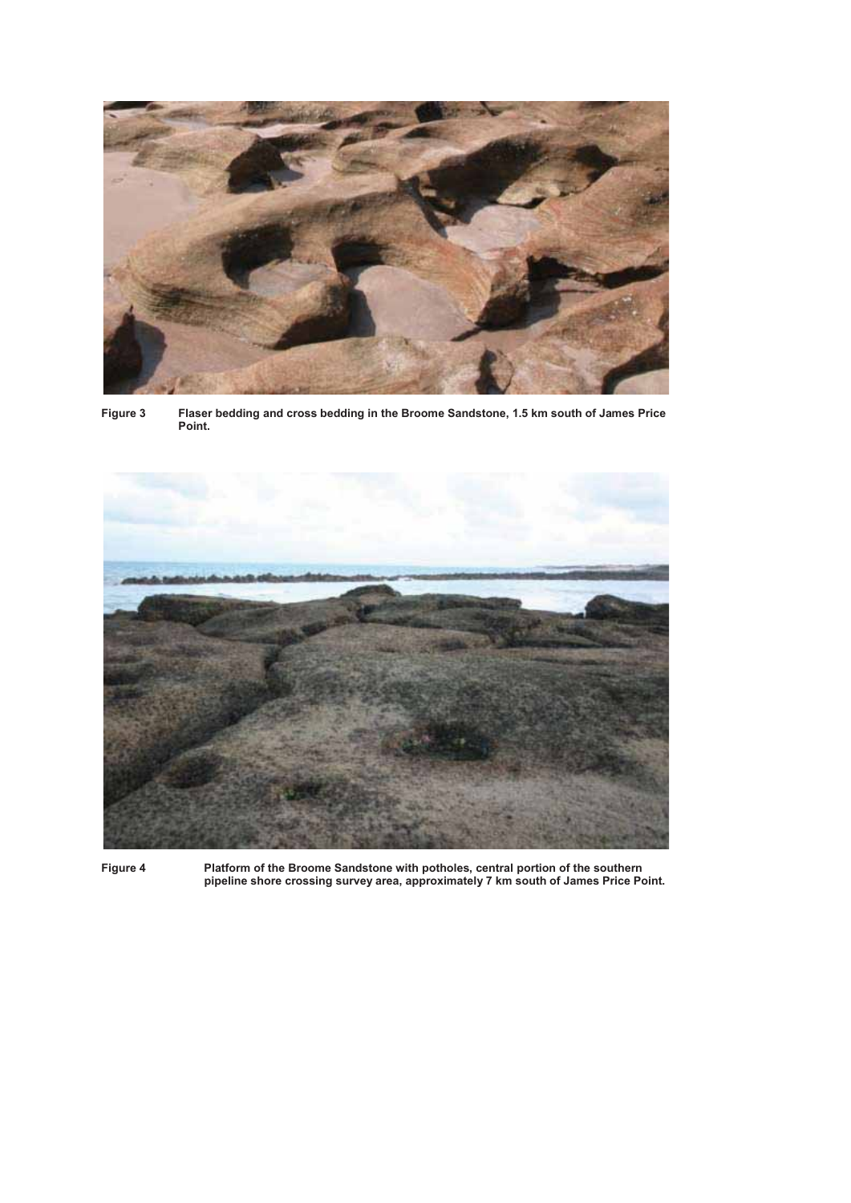**Figure 3** Flaser bedding and cross bedding in the Broome Sandstone, 1.5 km south of James Price Point.

**Figure 4** Platform of the Broome Sandstone with potholes, central portion of the southern pipeline shore crossing survey area, approximately 7 km south of James Price Point.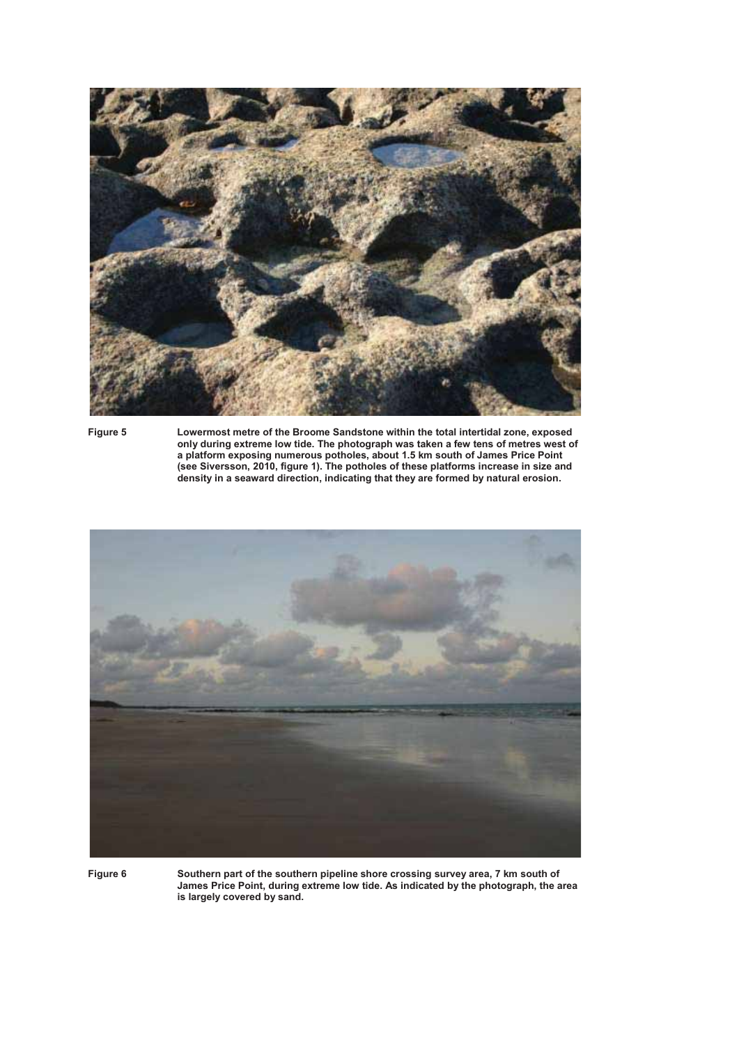Figure 5 Lowermost metre of the Broome Sandstone within the total intertidal zone, exposed only during extreme low tide. The photograph was taken a few tens of metres west of a platform exposing numerous potholes, about 1.5 km south of James Price Point (see Siversson, 2010, figure 1). The potholes of these platforms increase in size and density in a seaward direction, indicating that they are formed by natural erosion.

Figure 6 Southern part of the southern pipeline shore crossing survey area, 7 km south of James Price Point, during extreme low tide. As indicated by the photograph, the area is largely covered by sand.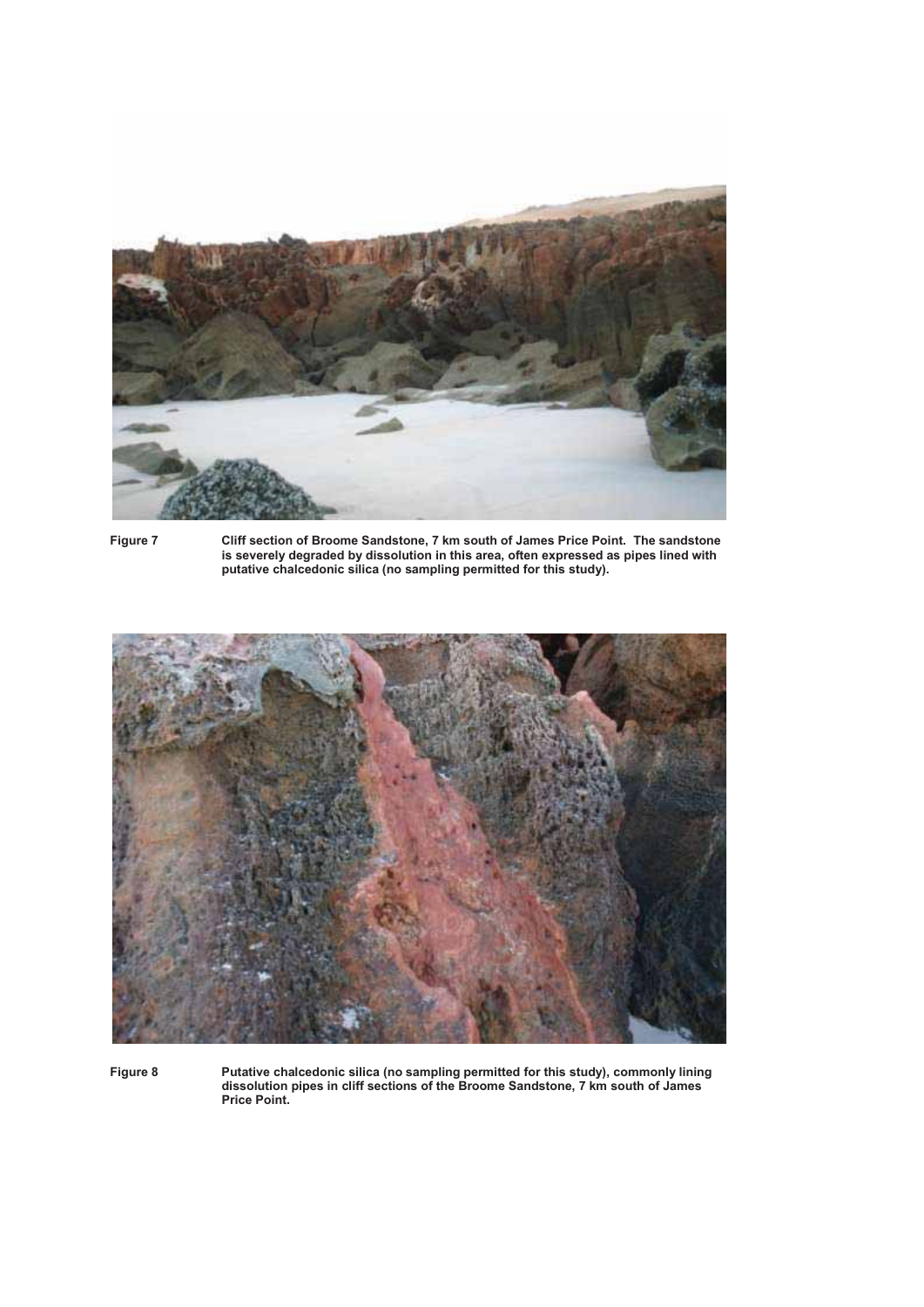Figure 7 Cliff section of Broome Sandstone, 7 km south of James Price Point. The sandstone is severely degraded by dissolution in this area, often expressed as pipes lined with putative chalcedonic silica (no sampling permitted for this study).

Figure 8 Putative chalcedonic silica (no sampling permitted for this study), commonly lining dissolution pipes in cliff sections of the Broome Sandstone, 7 km south of James Price Point.